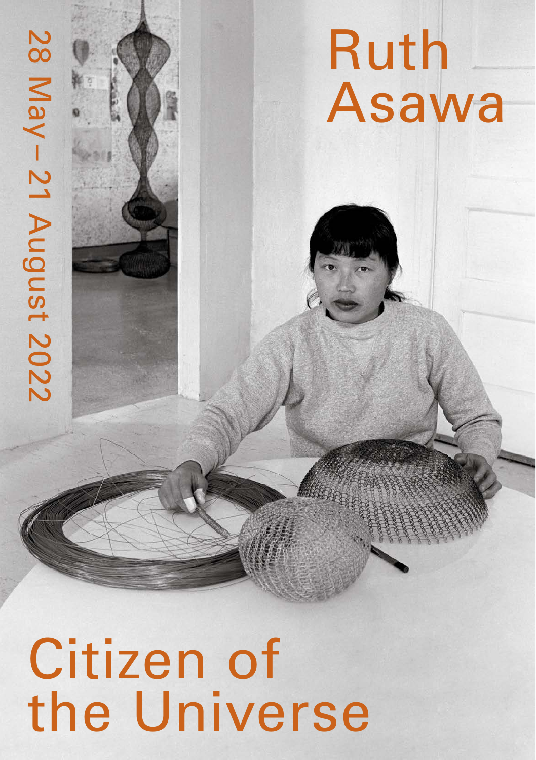# Ruth Asawa

28 May – 21 August 2022

# Citizen of the Universe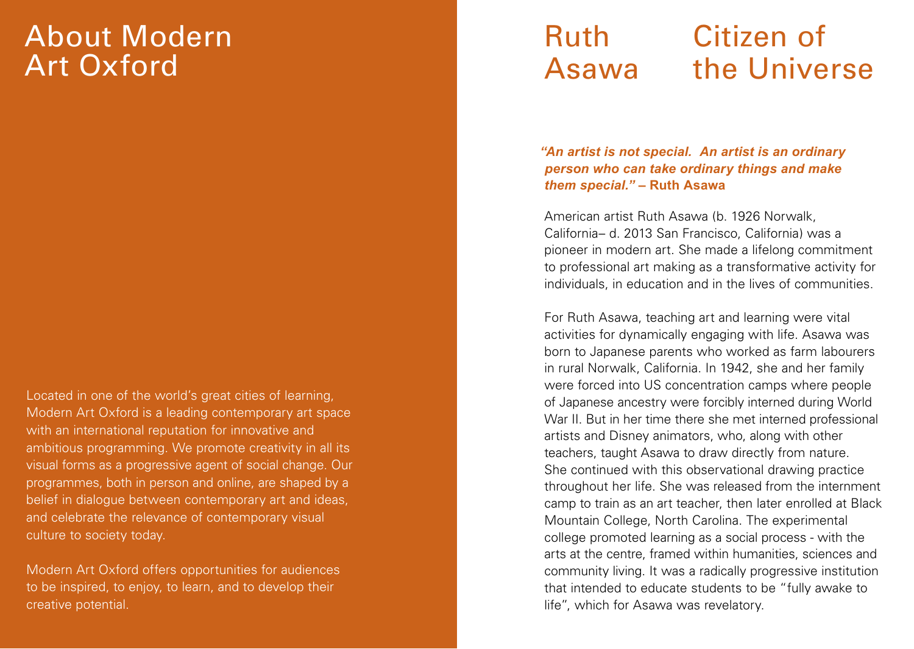# About Modern Art Oxford

Located in one of the world's great cities of learning, Modern Art Oxford is a leading contemporary art space with an international reputation for innovative and ambitious programming. We promote creativity in all its visual forms as a progressive agent of social change. Our programmes, both in person and online, are shaped by a belief in dialogue between contemporary art and ideas, and celebrate the relevance of contemporary visual culture to society today.

Modern Art Oxford offers opportunities for audiences to be inspired, to enjoy, to learn, and to develop their creative potential.

# Ruth Asawa Citizen of the Universe

***"An artist is not special. An artist is an ordinary person who can take ordinary things and make them special."*** **– Ruth Asawa**

American artist Ruth Asawa (b. 1926 Norwalk, California– d. 2013 San Francisco, California) was a pioneer in modern art. She made a lifelong commitment to professional art making as a transformative activity for individuals, in education and in the lives of communities.

For Ruth Asawa, teaching art and learning were vital activities for dynamically engaging with life. Asawa was born to Japanese parents who worked as farm labourers in rural Norwalk, California. In 1942, she and her family were forced into US concentration camps where people of Japanese ancestry were forcibly interned during World War II. But in her time there she met interned professional artists and Disney animators, who, along with other teachers, taught Asawa to draw directly from nature. She continued with this observational drawing practice throughout her life. She was released from the internment camp to train as an art teacher, then later enrolled at Black Mountain College, North Carolina. The experimental college promoted learning as a social process - with the arts at the centre, framed within humanities, sciences and community living. It was a radically progressive institution that intended to educate students to be "fully awake to life", which for Asawa was revelatory.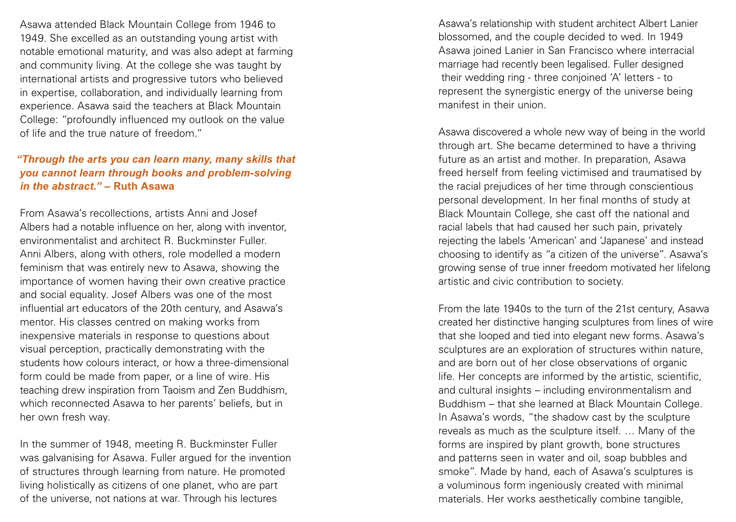Asawa attended Black Mountain College from 1946 to 1949. She excelled as an outstanding young artist with notable emotional maturity, and was also adept at farming and community living. At the college she was taught by international artists and progressive tutors who believed in expertise, collaboration, and individually learning from experience. Asawa said the teachers at Black Mountain College: "profoundly influenced my outlook on the value of life and the true nature of freedom."

***"Through the arts you can learn many, many skills that you cannot learn through books and problem-solving in the abstract."* – Ruth Asawa**

From Asawa's recollections, artists Anni and Josef Albers had a notable influence on her, along with inventor, environmentalist and architect R. Buckminster Fuller. Anni Albers, along with others, role modelled a modern feminism that was entirely new to Asawa, showing the importance of women having their own creative practice and social equality. Josef Albers was one of the most influential art educators of the 20th century, and Asawa's mentor. His classes centred on making works from inexpensive materials in response to questions about visual perception, practically demonstrating with the students how colours interact, or how a three-dimensional form could be made from paper, or a line of wire. His teaching drew inspiration from Taoism and Zen Buddhism, which reconnected Asawa to her parents' beliefs, but in her own fresh way.

In the summer of 1948, meeting R. Buckminster Fuller was galvanising for Asawa. Fuller argued for the invention of structures through learning from nature. He promoted living holistically as citizens of one planet, who are part of the universe, not nations at war. Through his lectures

Asawa's relationship with student architect Albert Lanier blossomed, and the couple decided to wed. In 1949 Asawa joined Lanier in San Francisco where interracial marriage had recently been legalised. Fuller designed their wedding ring - three conjoined 'A' letters - to represent the synergistic energy of the universe being manifest in their union.

Asawa discovered a whole new way of being in the world through art. She became determined to have a thriving future as an artist and mother. In preparation, Asawa freed herself from feeling victimised and traumatised by the racial prejudices of her time through conscientious personal development. In her final months of study at Black Mountain College, she cast off the national and racial labels that had caused her such pain, privately rejecting the labels 'American' and 'Japanese' and instead choosing to identify as "a citizen of the universe". Asawa's growing sense of true inner freedom motivated her lifelong artistic and civic contribution to society.

From the late 1940s to the turn of the 21st century, Asawa created her distinctive hanging sculptures from lines of wire that she looped and tied into elegant new forms. Asawa's sculptures are an exploration of structures within nature, and are born out of her close observations of organic life. Her concepts are informed by the artistic, scientific, and cultural insights – including environmentalism and Buddhism – that she learned at Black Mountain College. In Asawa's words, "the shadow cast by the sculpture reveals as much as the sculpture itself. … Many of the forms are inspired by plant growth, bone structures and patterns seen in water and oil, soap bubbles and smoke". Made by hand, each of Asawa's sculptures is a voluminous form ingeniously created with minimal materials. Her works aesthetically combine tangible,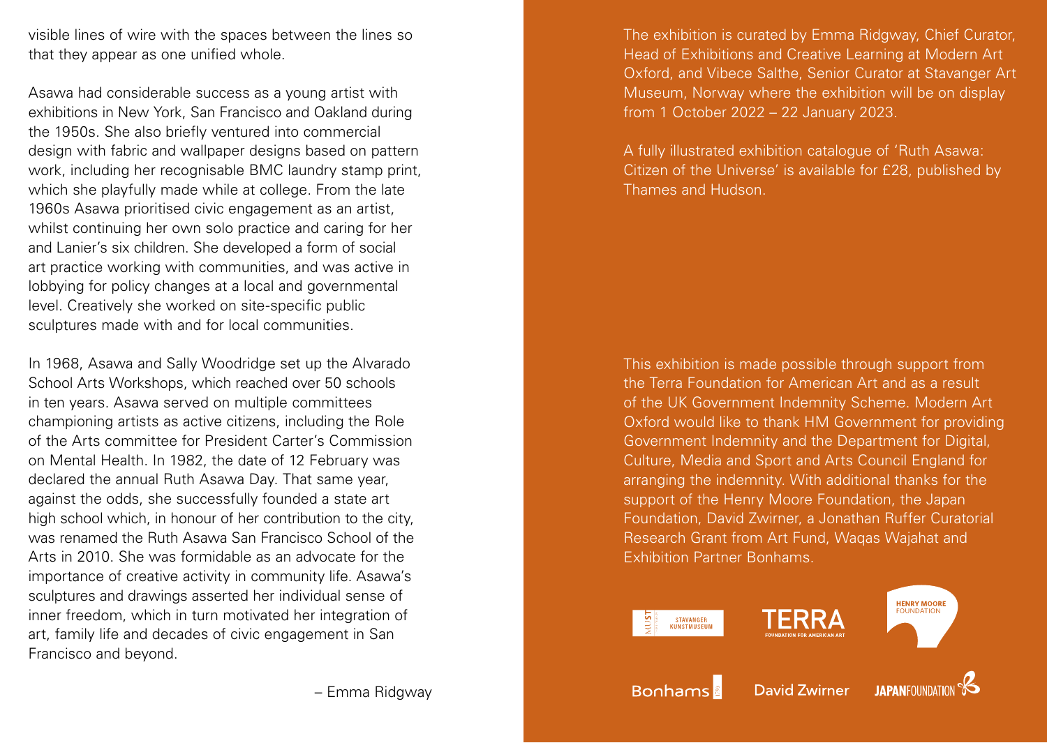visible lines of wire with the spaces between the lines so that they appear as one unified whole.

Asawa had considerable success as a young artist with exhibitions in New York, San Francisco and Oakland during the 1950s. She also briefly ventured into commercial design with fabric and wallpaper designs based on pattern work, including her recognisable BMC laundry stamp print, which she playfully made while at college. From the late 1960s Asawa prioritised civic engagement as an artist, whilst continuing her own solo practice and caring for her and Lanier's six children. She developed a form of social art practice working with communities, and was active in lobbying for policy changes at a local and governmental level. Creatively she worked on site-specific public sculptures made with and for local communities.

In 1968, Asawa and Sally Woodridge set up the Alvarado School Arts Workshops, which reached over 50 schools in ten years. Asawa served on multiple committees championing artists as active citizens, including the Role of the Arts committee for President Carter's Commission on Mental Health. In 1982, the date of 12 February was declared the annual Ruth Asawa Day. That same year, against the odds, she successfully founded a state art high school which, in honour of her contribution to the city, was renamed the Ruth Asawa San Francisco School of the Arts in 2010. She was formidable as an advocate for the importance of creative activity in community life. Asawa's sculptures and drawings asserted her individual sense of inner freedom, which in turn motivated her integration of art, family life and decades of civic engagement in San Francisco and beyond.

– Emma Ridgway

The exhibition is curated by Emma Ridgway, Chief Curator, Head of Exhibitions and Creative Learning at Modern Art Oxford, and Vibece Salthe, Senior Curator at Stavanger Art Museum, Norway where the exhibition will be on display from 1 October 2022 – 22 January 2023.

A fully illustrated exhibition catalogue of 'Ruth Asawa: Citizen of the Universe' is available for £28, published by Thames and Hudson.

This exhibition is made possible through support from the Terra Foundation for American Art and as a result of the UK Government Indemnity Scheme. Modern Art Oxford would like to thank HM Government for providing Government Indemnity and the Department for Digital, Culture, Media and Sport and Arts Council England for arranging the indemnity. With additional thanks for the support of the Henry Moore Foundation, the Japan Foundation, David Zwirner, a Jonathan Ruffer Curatorial Research Grant from Art Fund, Waqas Wajahat and Exhibition Partner Bonhams.

MUST Stavanger Kunstmuseum | TERRA Foundation for American Art | Henry Moore Foundation

Bonhams | David Zwirner | Japan Foundation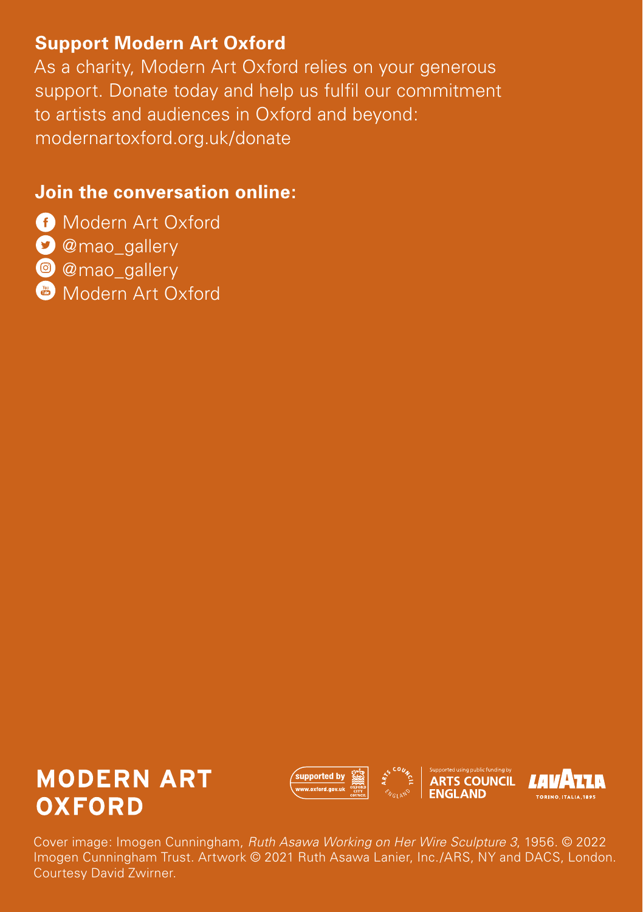**Support Modern Art Oxford**

As a charity, Modern Art Oxford relies on your generous support. Donate today and help us fulfil our commitment to artists and audiences in Oxford and beyond: modernartoxford.org.uk/donate

**Join the conversation online:**

- Modern Art Oxford
- @mao_gallery
- @mao_gallery
- Modern Art Oxford

MODERN ART OXFORD

supported by www.oxford.gov.uk OXFORD CITY COUNCIL

Supported using public funding by ARTS COUNCIL ENGLAND

LAVAZZA TORINO, ITALIA, 1895

Cover image: Imogen Cunningham, *Ruth Asawa Working on Her Wire Sculpture 3*, 1956. © 2022 Imogen Cunningham Trust. Artwork © 2021 Ruth Asawa Lanier, Inc./ARS, NY and DACS, London. Courtesy David Zwirner.